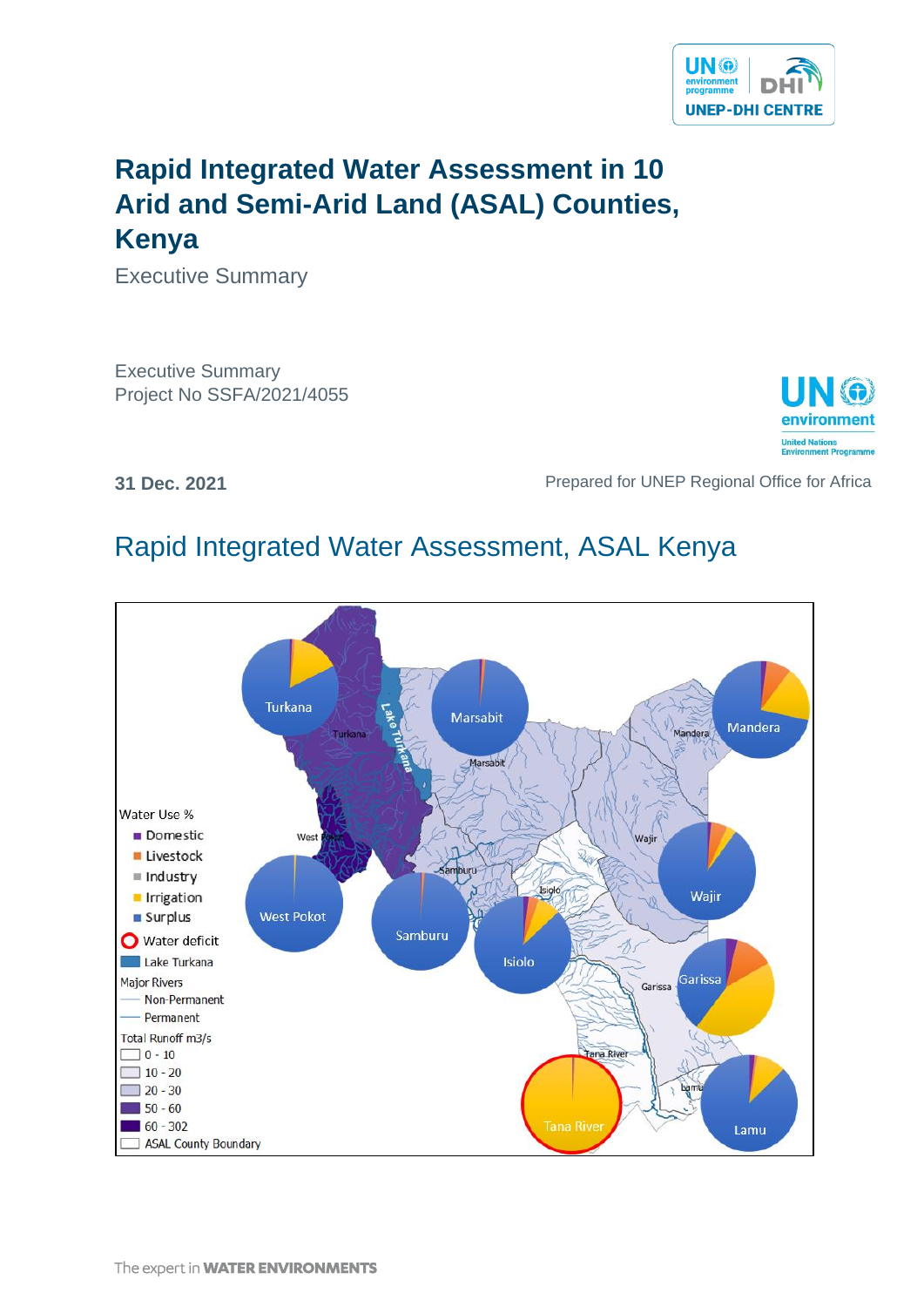# Rapid Integrated Water Assessment in 10 Arid and Semi-Arid Land (ASAL) Counties, Kenya

Executive Summary

Executive Summary
Project No SSFA/2021/4055

**31 Dec. 2021**

Prepared for UNEP Regional Office for Africa

## Rapid Integrated Water Assessment, ASAL Kenya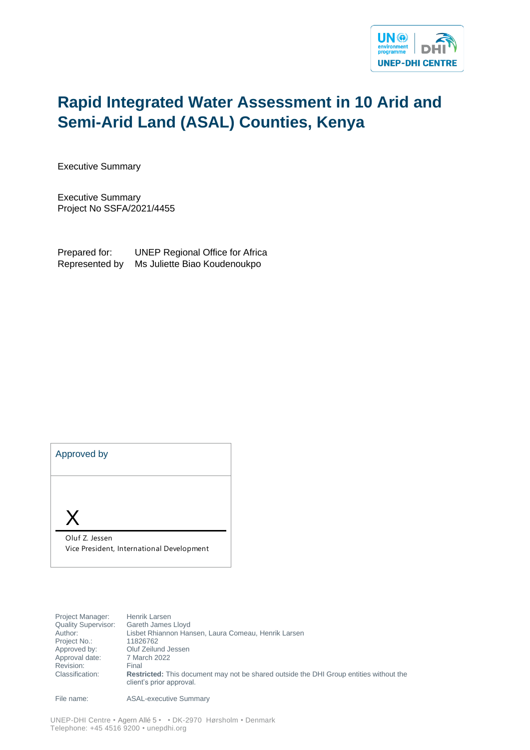# Rapid Integrated Water Assessment in 10 Arid and Semi-Arid Land (ASAL) Counties, Kenya

Executive Summary

Executive Summary
Project No SSFA/2021/4455

Prepared for: UNEP Regional Office for Africa
Represented by Ms Juliette Biao Koudenoukpo

Approved by

X

Oluf Z. Jessen
Vice President, International Development

| | |
|---|---|
| Project Manager: | Henrik Larsen |
| Quality Supervisor: | Gareth James Lloyd |
| Author: | Lisbet Rhiannon Hansen, Laura Comeau, Henrik Larsen |
| Project No.: | 11826762 |
| Approved by: | Oluf Zeilund Jessen |
| Approval date: | 7 March 2022 |
| Revision: | Final |
| Classification: | **Restricted:** This document may not be shared outside the DHI Group entities without the client's prior approval. |
| File name: | ASAL-executive Summary |

UNEP-DHI Centre • Agern Allé 5 • • DK-2970 Hørsholm • Denmark
Telephone: +45 4516 9200 • unepdhi.org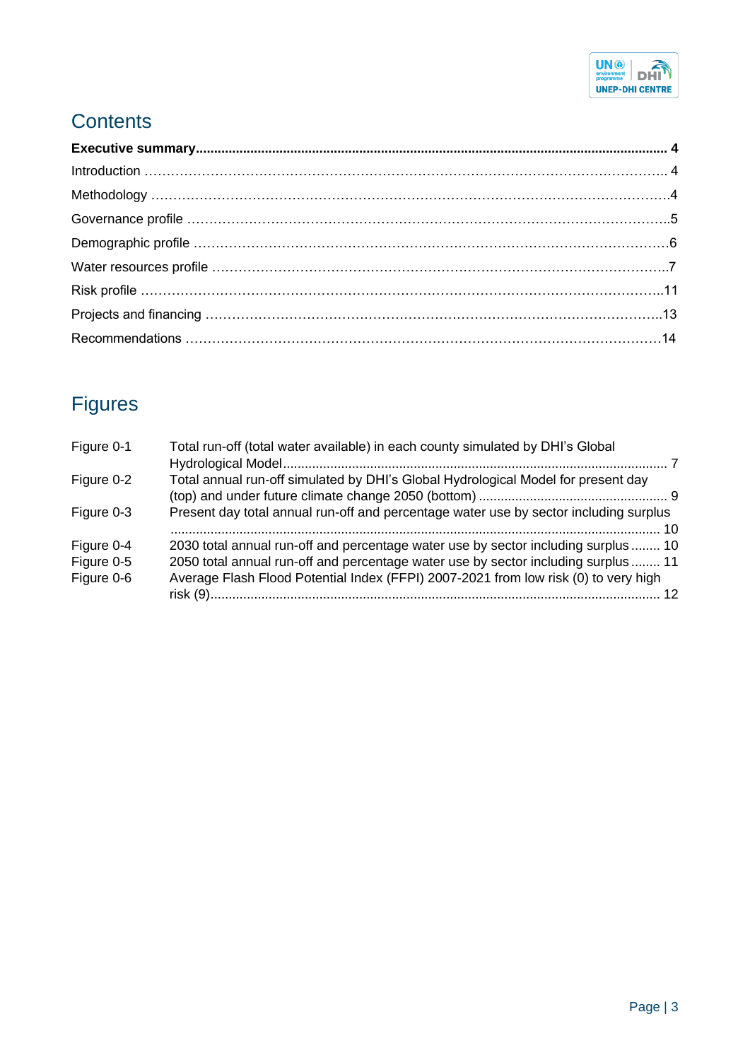## Contents

**Executive summary ........................................................................................................................ 4**

Introduction ........................................................................................................................ 4

Methodology ........................................................................................................................ 4

Governance profile ........................................................................................................................ 5

Demographic profile ........................................................................................................................ 6

Water resources profile ........................................................................................................................ 7

Risk profile ........................................................................................................................ 11

Projects and financing ........................................................................................................................ 13

Recommendations ........................................................................................................................ 14

## Figures

Figure 0-1 Total run-off (total water available) in each county simulated by DHI's Global Hydrological Model ........................................................................................................................ 7

Figure 0-2 Total annual run-off simulated by DHI's Global Hydrological Model for present day (top) and under future climate change 2050 (bottom) ........................................................ 9

Figure 0-3 Present day total annual run-off and percentage water use by sector including surplus ........................................................................................................................ 10

Figure 0-4 2030 total annual run-off and percentage water use by sector including surplus ........ 10

Figure 0-5 2050 total annual run-off and percentage water use by sector including surplus ........ 11

Figure 0-6 Average Flash Flood Potential Index (FFPI) 2007-2021 from low risk (0) to very high risk (9) ........................................................................................................................ 12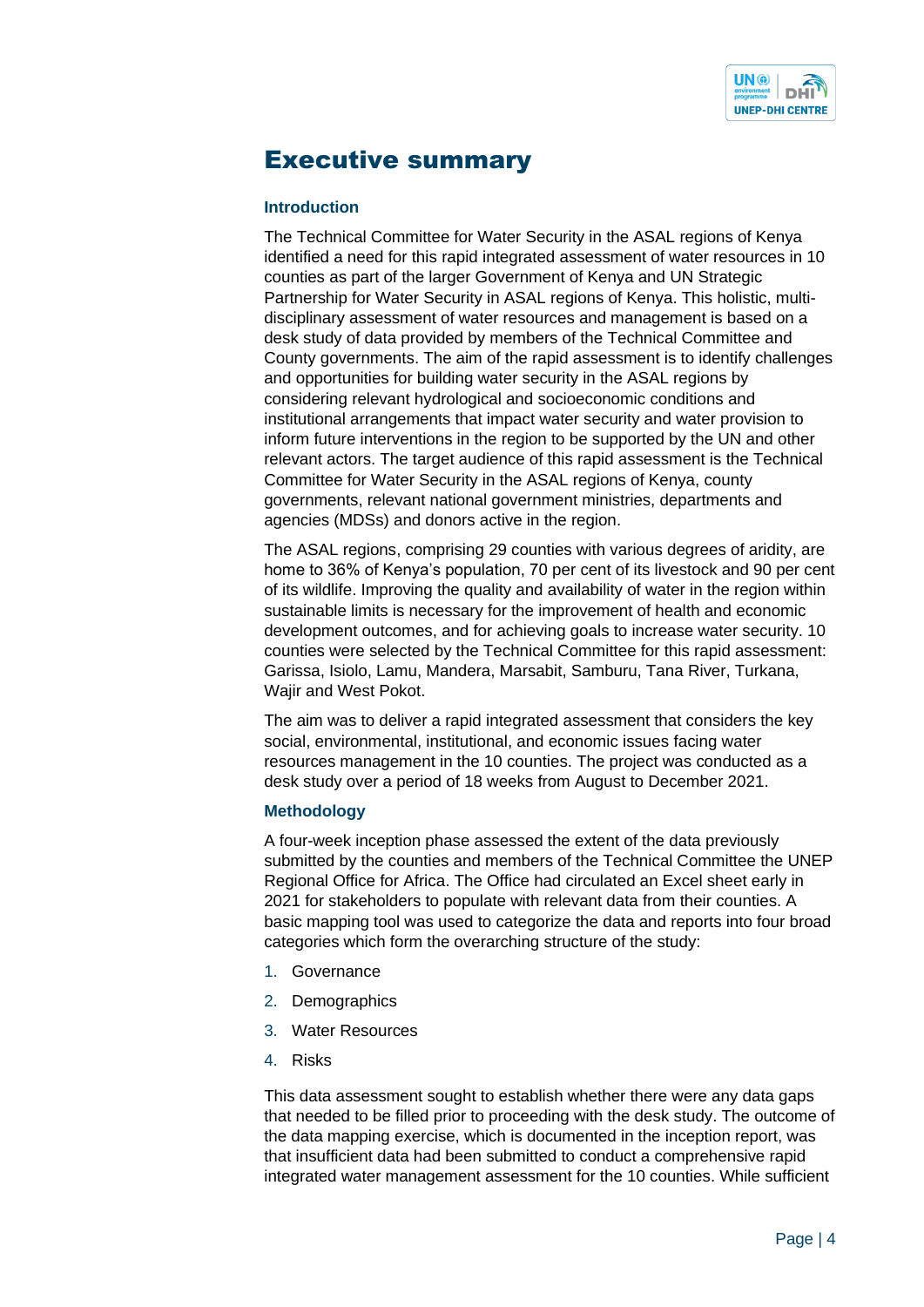# Executive summary

## Introduction

The Technical Committee for Water Security in the ASAL regions of Kenya identified a need for this rapid integrated assessment of water resources in 10 counties as part of the larger Government of Kenya and UN Strategic Partnership for Water Security in ASAL regions of Kenya. This holistic, multi-disciplinary assessment of water resources and management is based on a desk study of data provided by members of the Technical Committee and County governments. The aim of the rapid assessment is to identify challenges and opportunities for building water security in the ASAL regions by considering relevant hydrological and socioeconomic conditions and institutional arrangements that impact water security and water provision to inform future interventions in the region to be supported by the UN and other relevant actors. The target audience of this rapid assessment is the Technical Committee for Water Security in the ASAL regions of Kenya, county governments, relevant national government ministries, departments and agencies (MDSs) and donors active in the region.

The ASAL regions, comprising 29 counties with various degrees of aridity, are home to 36% of Kenya's population, 70 per cent of its livestock and 90 per cent of its wildlife. Improving the quality and availability of water in the region within sustainable limits is necessary for the improvement of health and economic development outcomes, and for achieving goals to increase water security. 10 counties were selected by the Technical Committee for this rapid assessment: Garissa, Isiolo, Lamu, Mandera, Marsabit, Samburu, Tana River, Turkana, Wajir and West Pokot.

The aim was to deliver a rapid integrated assessment that considers the key social, environmental, institutional, and economic issues facing water resources management in the 10 counties. The project was conducted as a desk study over a period of 18 weeks from August to December 2021.

## Methodology

A four-week inception phase assessed the extent of the data previously submitted by the counties and members of the Technical Committee the UNEP Regional Office for Africa. The Office had circulated an Excel sheet early in 2021 for stakeholders to populate with relevant data from their counties. A basic mapping tool was used to categorize the data and reports into four broad categories which form the overarching structure of the study:

1. Governance
2. Demographics
3. Water Resources
4. Risks

This data assessment sought to establish whether there were any data gaps that needed to be filled prior to proceeding with the desk study. The outcome of the data mapping exercise, which is documented in the inception report, was that insufficient data had been submitted to conduct a comprehensive rapid integrated water management assessment for the 10 counties. While sufficient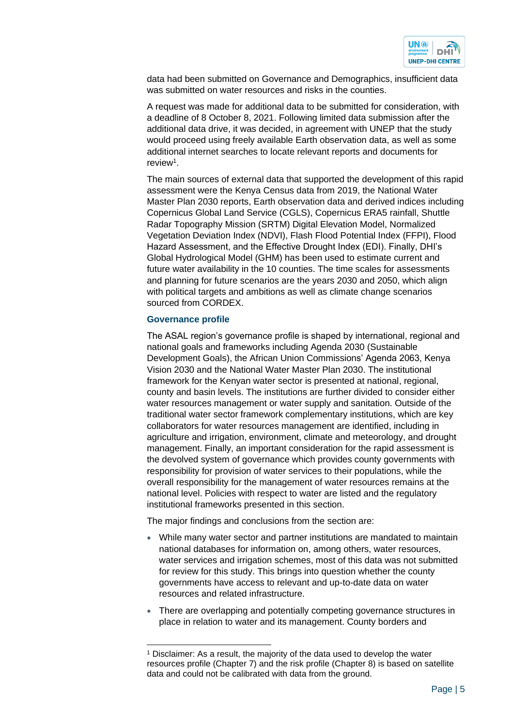data had been submitted on Governance and Demographics, insufficient data was submitted on water resources and risks in the counties.

A request was made for additional data to be submitted for consideration, with a deadline of 8 October 8, 2021. Following limited data submission after the additional data drive, it was decided, in agreement with UNEP that the study would proceed using freely available Earth observation data, as well as some additional internet searches to locate relevant reports and documents for review[1].

The main sources of external data that supported the development of this rapid assessment were the Kenya Census data from 2019, the National Water Master Plan 2030 reports, Earth observation data and derived indices including Copernicus Global Land Service (CGLS), Copernicus ERA5 rainfall, Shuttle Radar Topography Mission (SRTM) Digital Elevation Model, Normalized Vegetation Deviation Index (NDVI), Flash Flood Potential Index (FFPI), Flood Hazard Assessment, and the Effective Drought Index (EDI). Finally, DHI's Global Hydrological Model (GHM) has been used to estimate current and future water availability in the 10 counties. The time scales for assessments and planning for future scenarios are the years 2030 and 2050, which align with political targets and ambitions as well as climate change scenarios sourced from CORDEX.

### Governance profile

The ASAL region's governance profile is shaped by international, regional and national goals and frameworks including Agenda 2030 (Sustainable Development Goals), the African Union Commissions' Agenda 2063, Kenya Vision 2030 and the National Water Master Plan 2030. The institutional framework for the Kenyan water sector is presented at national, regional, county and basin levels. The institutions are further divided to consider either water resources management or water supply and sanitation. Outside of the traditional water sector framework complementary institutions, which are key collaborators for water resources management are identified, including in agriculture and irrigation, environment, climate and meteorology, and drought management. Finally, an important consideration for the rapid assessment is the devolved system of governance which provides county governments with responsibility for provision of water services to their populations, while the overall responsibility for the management of water resources remains at the national level. Policies with respect to water are listed and the regulatory institutional frameworks presented in this section.

The major findings and conclusions from the section are:

- While many water sector and partner institutions are mandated to maintain national databases for information on, among others, water resources, water services and irrigation schemes, most of this data was not submitted for review for this study. This brings into question whether the county governments have access to relevant and up-to-date data on water resources and related infrastructure.
- There are overlapping and potentially competing governance structures in place in relation to water and its management. County borders and

[1] Disclaimer: As a result, the majority of the data used to develop the water resources profile (Chapter 7) and the risk profile (Chapter 8) is based on satellite data and could not be calibrated with data from the ground.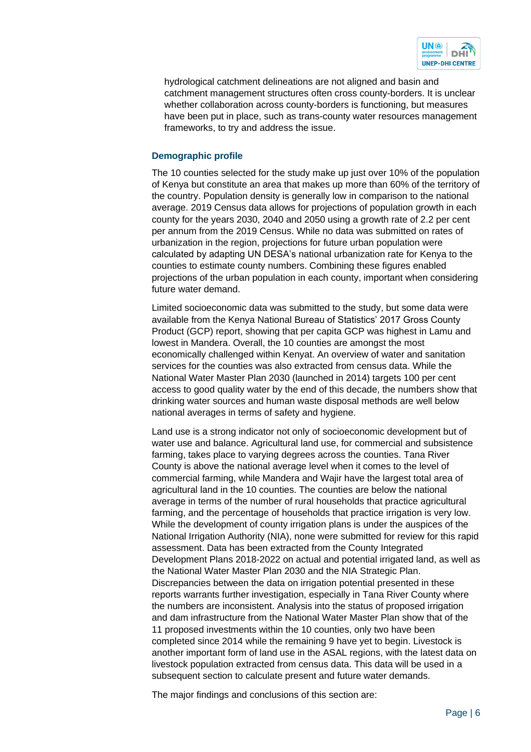hydrological catchment delineations are not aligned and basin and catchment management structures often cross county-borders. It is unclear whether collaboration across county-borders is functioning, but measures have been put in place, such as trans-county water resources management frameworks, to try and address the issue.

### Demographic profile

The 10 counties selected for the study make up just over 10% of the population of Kenya but constitute an area that makes up more than 60% of the territory of the country. Population density is generally low in comparison to the national average. 2019 Census data allows for projections of population growth in each county for the years 2030, 2040 and 2050 using a growth rate of 2.2 per cent per annum from the 2019 Census. While no data was submitted on rates of urbanization in the region, projections for future urban population were calculated by adapting UN DESA's national urbanization rate for Kenya to the counties to estimate county numbers. Combining these figures enabled projections of the urban population in each county, important when considering future water demand.

Limited socioeconomic data was submitted to the study, but some data were available from the Kenya National Bureau of Statistics' 2017 Gross County Product (GCP) report, showing that per capita GCP was highest in Lamu and lowest in Mandera. Overall, the 10 counties are amongst the most economically challenged within Kenyat. An overview of water and sanitation services for the counties was also extracted from census data. While the National Water Master Plan 2030 (launched in 2014) targets 100 per cent access to good quality water by the end of this decade, the numbers show that drinking water sources and human waste disposal methods are well below national averages in terms of safety and hygiene.

Land use is a strong indicator not only of socioeconomic development but of water use and balance. Agricultural land use, for commercial and subsistence farming, takes place to varying degrees across the counties. Tana River County is above the national average level when it comes to the level of commercial farming, while Mandera and Wajir have the largest total area of agricultural land in the 10 counties. The counties are below the national average in terms of the number of rural households that practice agricultural farming, and the percentage of households that practice irrigation is very low. While the development of county irrigation plans is under the auspices of the National Irrigation Authority (NIA), none were submitted for review for this rapid assessment. Data has been extracted from the County Integrated Development Plans 2018-2022 on actual and potential irrigated land, as well as the National Water Master Plan 2030 and the NIA Strategic Plan. Discrepancies between the data on irrigation potential presented in these reports warrants further investigation, especially in Tana River County where the numbers are inconsistent. Analysis into the status of proposed irrigation and dam infrastructure from the National Water Master Plan show that of the 11 proposed investments within the 10 counties, only two have been completed since 2014 while the remaining 9 have yet to begin. Livestock is another important form of land use in the ASAL regions, with the latest data on livestock population extracted from census data. This data will be used in a subsequent section to calculate present and future water demands.

The major findings and conclusions of this section are: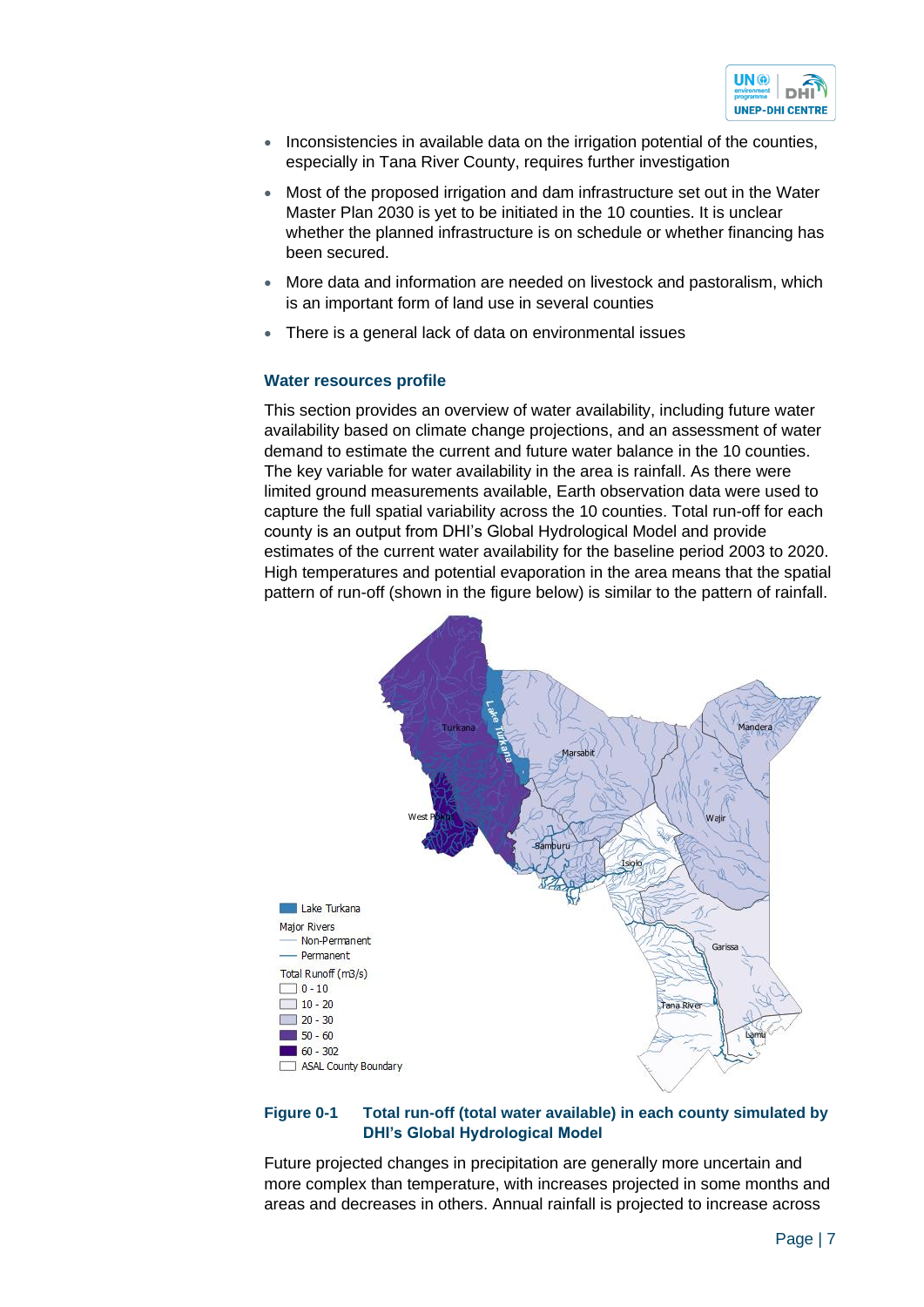- Inconsistencies in available data on the irrigation potential of the counties, especially in Tana River County, requires further investigation
- Most of the proposed irrigation and dam infrastructure set out in the Water Master Plan 2030 is yet to be initiated in the 10 counties. It is unclear whether the planned infrastructure is on schedule or whether financing has been secured.
- More data and information are needed on livestock and pastoralism, which is an important form of land use in several counties
- There is a general lack of data on environmental issues

### Water resources profile

This section provides an overview of water availability, including future water availability based on climate change projections, and an assessment of water demand to estimate the current and future water balance in the 10 counties. The key variable for water availability in the area is rainfall. As there were limited ground measurements available, Earth observation data were used to capture the full spatial variability across the 10 counties. Total run-off for each county is an output from DHI's Global Hydrological Model and provide estimates of the current water availability for the baseline period 2003 to 2020. High temperatures and potential evaporation in the area means that the spatial pattern of run-off (shown in the figure below) is similar to the pattern of rainfall.

**Figure 0-1 Total run-off (total water available) in each county simulated by DHI's Global Hydrological Model**

Future projected changes in precipitation are generally more uncertain and more complex than temperature, with increases projected in some months and areas and decreases in others. Annual rainfall is projected to increase across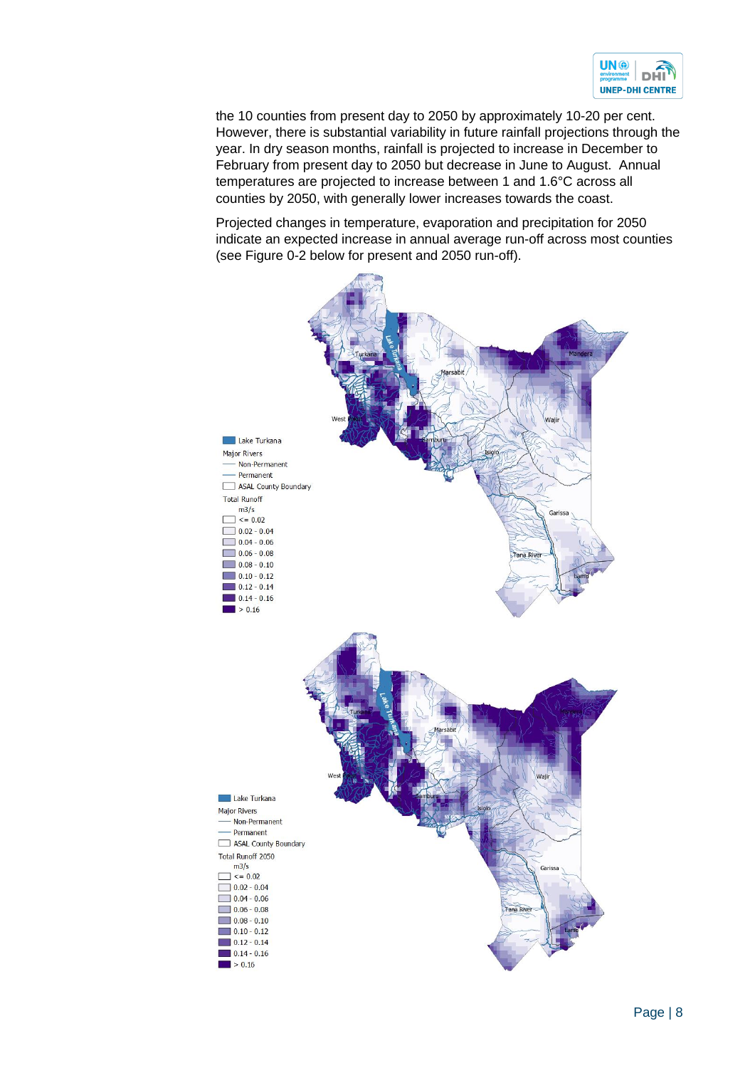the 10 counties from present day to 2050 by approximately 10-20 per cent. However, there is substantial variability in future rainfall projections through the year. In dry season months, rainfall is projected to increase in December to February from present day to 2050 but decrease in June to August. Annual temperatures are projected to increase between 1 and 1.6°C across all counties by 2050, with generally lower increases towards the coast.

Projected changes in temperature, evaporation and precipitation for 2050 indicate an expected increase in annual average run-off across most counties (see Figure 0-2 below for present and 2050 run-off).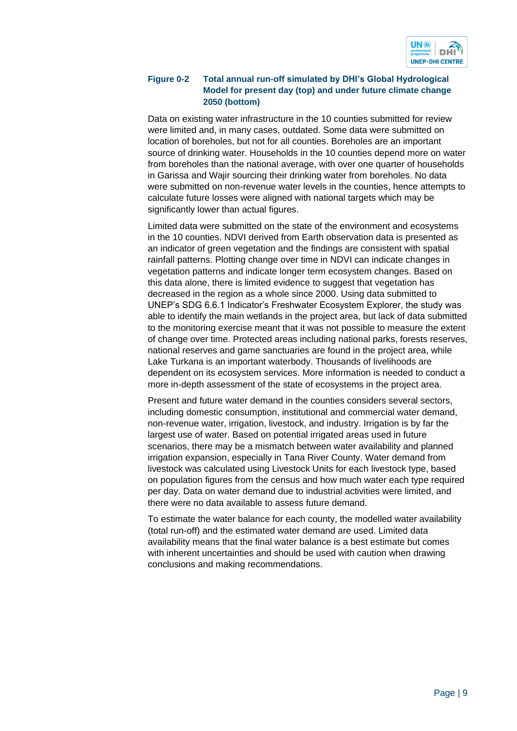**Figure 0-2 Total annual run-off simulated by DHI's Global Hydrological Model for present day (top) and under future climate change 2050 (bottom)**

Data on existing water infrastructure in the 10 counties submitted for review were limited and, in many cases, outdated. Some data were submitted on location of boreholes, but not for all counties. Boreholes are an important source of drinking water. Households in the 10 counties depend more on water from boreholes than the national average, with over one quarter of households in Garissa and Wajir sourcing their drinking water from boreholes. No data were submitted on non-revenue water levels in the counties, hence attempts to calculate future losses were aligned with national targets which may be significantly lower than actual figures.

Limited data were submitted on the state of the environment and ecosystems in the 10 counties. NDVI derived from Earth observation data is presented as an indicator of green vegetation and the findings are consistent with spatial rainfall patterns. Plotting change over time in NDVI can indicate changes in vegetation patterns and indicate longer term ecosystem changes. Based on this data alone, there is limited evidence to suggest that vegetation has decreased in the region as a whole since 2000. Using data submitted to UNEP's SDG 6.6.1 Indicator's Freshwater Ecosystem Explorer, the study was able to identify the main wetlands in the project area, but lack of data submitted to the monitoring exercise meant that it was not possible to measure the extent of change over time. Protected areas including national parks, forests reserves, national reserves and game sanctuaries are found in the project area, while Lake Turkana is an important waterbody. Thousands of livelihoods are dependent on its ecosystem services. More information is needed to conduct a more in-depth assessment of the state of ecosystems in the project area.

Present and future water demand in the counties considers several sectors, including domestic consumption, institutional and commercial water demand, non-revenue water, irrigation, livestock, and industry. Irrigation is by far the largest use of water. Based on potential irrigated areas used in future scenarios, there may be a mismatch between water availability and planned irrigation expansion, especially in Tana River County. Water demand from livestock was calculated using Livestock Units for each livestock type, based on population figures from the census and how much water each type required per day. Data on water demand due to industrial activities were limited, and there were no data available to assess future demand.

To estimate the water balance for each county, the modelled water availability (total run-off) and the estimated water demand are used. Limited data availability means that the final water balance is a best estimate but comes with inherent uncertainties and should be used with caution when drawing conclusions and making recommendations.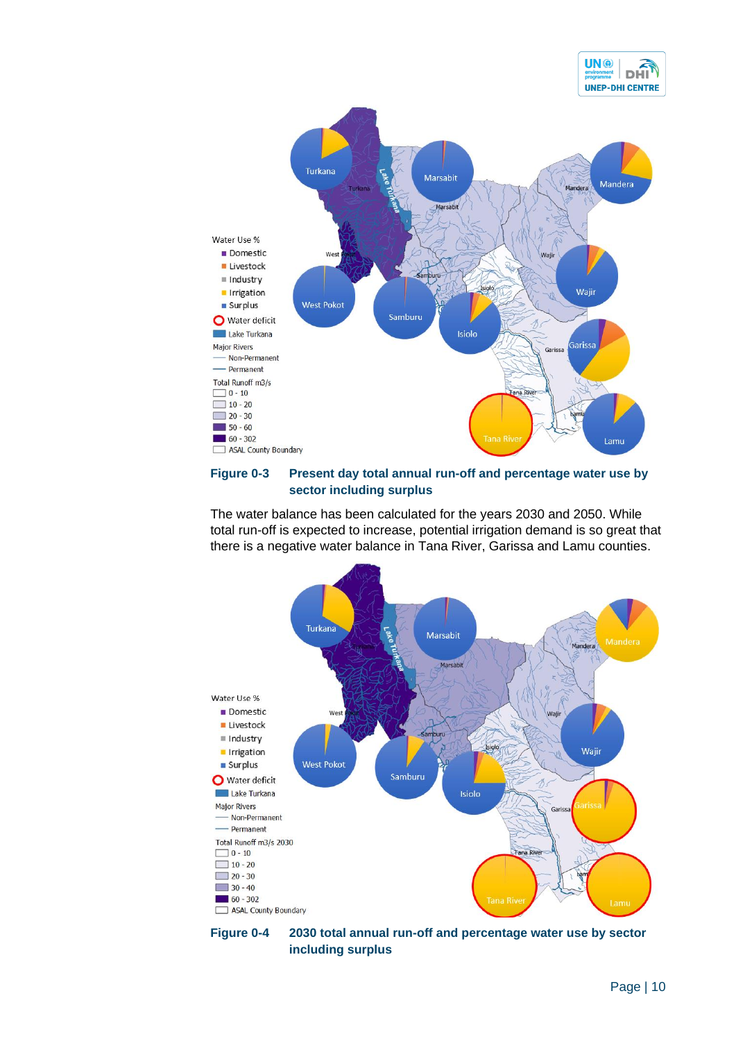**Figure 0-3 Present day total annual run-off and percentage water use by sector including surplus**

The water balance has been calculated for the years 2030 and 2050. While total run-off is expected to increase, potential irrigation demand is so great that there is a negative water balance in Tana River, Garissa and Lamu counties.

**Figure 0-4 2030 total annual run-off and percentage water use by sector including surplus**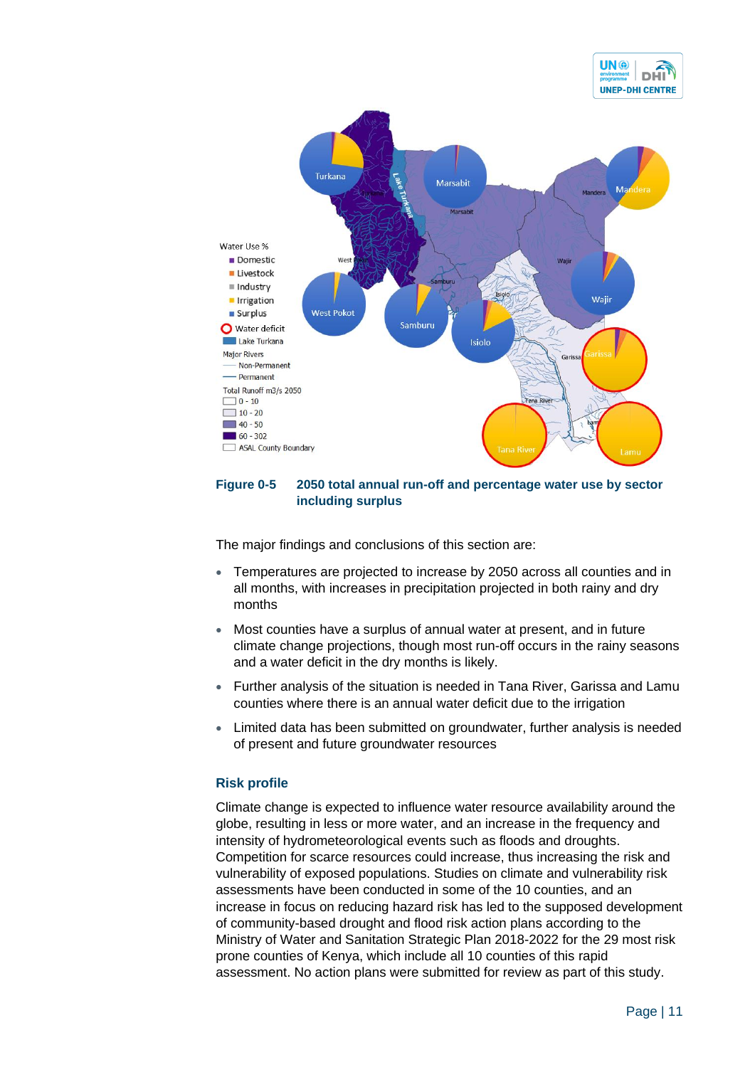**Figure 0-5 2050 total annual run-off and percentage water use by sector including surplus**

The major findings and conclusions of this section are:

- Temperatures are projected to increase by 2050 across all counties and in all months, with increases in precipitation projected in both rainy and dry months
- Most counties have a surplus of annual water at present, and in future climate change projections, though most run-off occurs in the rainy seasons and a water deficit in the dry months is likely.
- Further analysis of the situation is needed in Tana River, Garissa and Lamu counties where there is an annual water deficit due to the irrigation
- Limited data has been submitted on groundwater, further analysis is needed of present and future groundwater resources

### Risk profile

Climate change is expected to influence water resource availability around the globe, resulting in less or more water, and an increase in the frequency and intensity of hydrometeorological events such as floods and droughts. Competition for scarce resources could increase, thus increasing the risk and vulnerability of exposed populations. Studies on climate and vulnerability risk assessments have been conducted in some of the 10 counties, and an increase in focus on reducing hazard risk has led to the supposed development of community-based drought and flood risk action plans according to the Ministry of Water and Sanitation Strategic Plan 2018-2022 for the 29 most risk prone counties of Kenya, which include all 10 counties of this rapid assessment. No action plans were submitted for review as part of this study.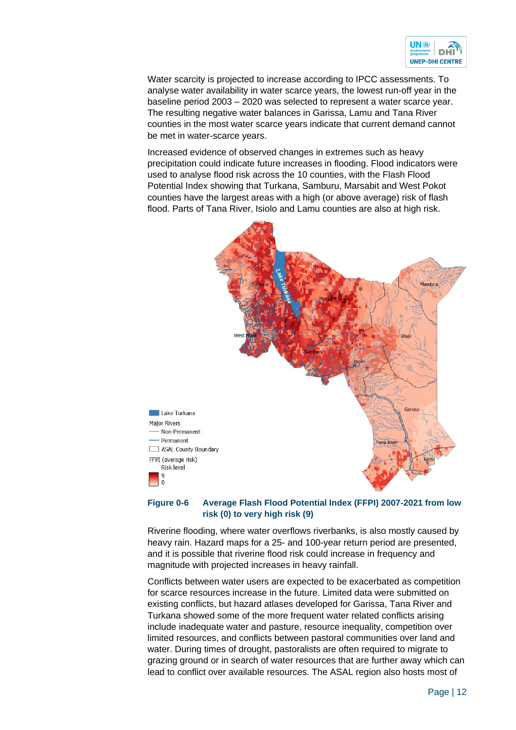Water scarcity is projected to increase according to IPCC assessments. To analyse water availability in water scarce years, the lowest run-off year in the baseline period 2003 – 2020 was selected to represent a water scarce year. The resulting negative water balances in Garissa, Lamu and Tana River counties in the most water scarce years indicate that current demand cannot be met in water-scarce years.

Increased evidence of observed changes in extremes such as heavy precipitation could indicate future increases in flooding. Flood indicators were used to analyse flood risk across the 10 counties, with the Flash Flood Potential Index showing that Turkana, Samburu, Marsabit and West Pokot counties have the largest areas with a high (or above average) risk of flash flood. Parts of Tana River, Isiolo and Lamu counties are also at high risk.

**Figure 0-6 Average Flash Flood Potential Index (FFPI) 2007-2021 from low risk (0) to very high risk (9)**

Riverine flooding, where water overflows riverbanks, is also mostly caused by heavy rain. Hazard maps for a 25- and 100-year return period are presented, and it is possible that riverine flood risk could increase in frequency and magnitude with projected increases in heavy rainfall.

Conflicts between water users are expected to be exacerbated as competition for scarce resources increase in the future. Limited data were submitted on existing conflicts, but hazard atlases developed for Garissa, Tana River and Turkana showed some of the more frequent water related conflicts arising include inadequate water and pasture, resource inequality, competition over limited resources, and conflicts between pastoral communities over land and water. During times of drought, pastoralists are often required to migrate to grazing ground or in search of water resources that are further away which can lead to conflict over available resources. The ASAL region also hosts most of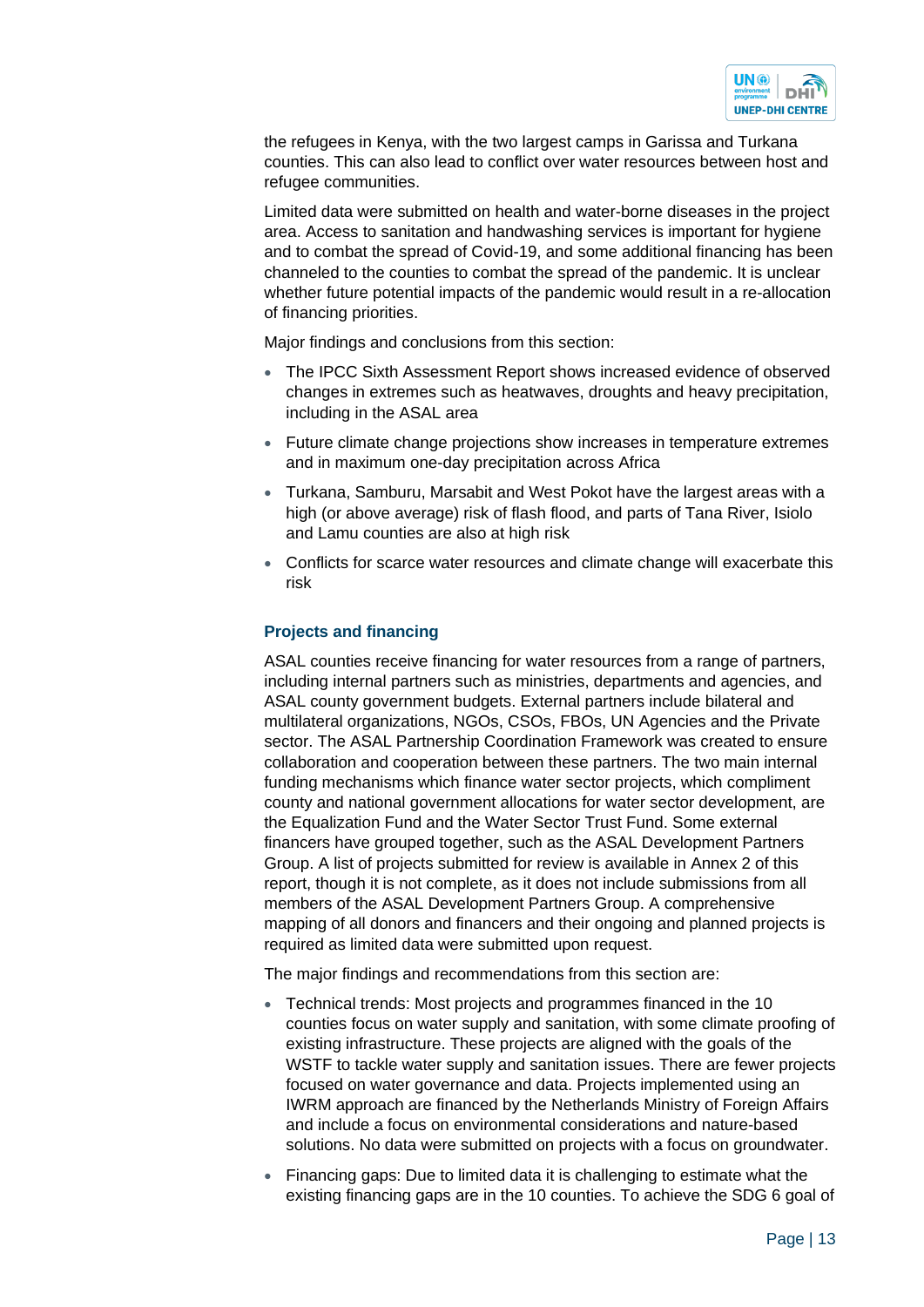the refugees in Kenya, with the two largest camps in Garissa and Turkana counties. This can also lead to conflict over water resources between host and refugee communities.

Limited data were submitted on health and water-borne diseases in the project area. Access to sanitation and handwashing services is important for hygiene and to combat the spread of Covid-19, and some additional financing has been channeled to the counties to combat the spread of the pandemic. It is unclear whether future potential impacts of the pandemic would result in a re-allocation of financing priorities.

Major findings and conclusions from this section:

- The IPCC Sixth Assessment Report shows increased evidence of observed changes in extremes such as heatwaves, droughts and heavy precipitation, including in the ASAL area
- Future climate change projections show increases in temperature extremes and in maximum one-day precipitation across Africa
- Turkana, Samburu, Marsabit and West Pokot have the largest areas with a high (or above average) risk of flash flood, and parts of Tana River, Isiolo and Lamu counties are also at high risk
- Conflicts for scarce water resources and climate change will exacerbate this risk

### Projects and financing

ASAL counties receive financing for water resources from a range of partners, including internal partners such as ministries, departments and agencies, and ASAL county government budgets. External partners include bilateral and multilateral organizations, NGOs, CSOs, FBOs, UN Agencies and the Private sector. The ASAL Partnership Coordination Framework was created to ensure collaboration and cooperation between these partners. The two main internal funding mechanisms which finance water sector projects, which compliment county and national government allocations for water sector development, are the Equalization Fund and the Water Sector Trust Fund. Some external financers have grouped together, such as the ASAL Development Partners Group. A list of projects submitted for review is available in Annex 2 of this report, though it is not complete, as it does not include submissions from all members of the ASAL Development Partners Group. A comprehensive mapping of all donors and financers and their ongoing and planned projects is required as limited data were submitted upon request.

The major findings and recommendations from this section are:

- Technical trends: Most projects and programmes financed in the 10 counties focus on water supply and sanitation, with some climate proofing of existing infrastructure. These projects are aligned with the goals of the WSTF to tackle water supply and sanitation issues. There are fewer projects focused on water governance and data. Projects implemented using an IWRM approach are financed by the Netherlands Ministry of Foreign Affairs and include a focus on environmental considerations and nature-based solutions. No data were submitted on projects with a focus on groundwater.
- Financing gaps: Due to limited data it is challenging to estimate what the existing financing gaps are in the 10 counties. To achieve the SDG 6 goal of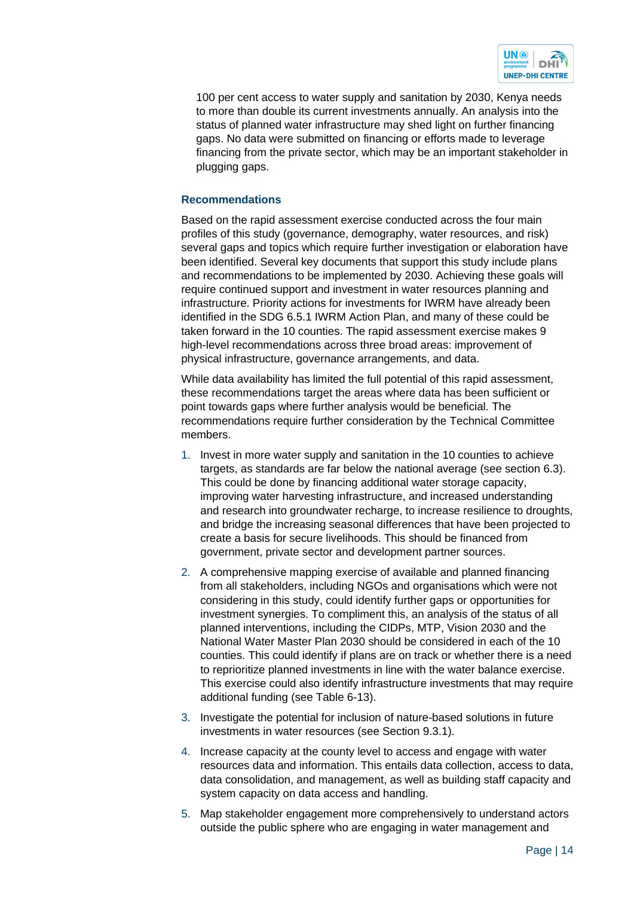100 per cent access to water supply and sanitation by 2030, Kenya needs to more than double its current investments annually. An analysis into the status of planned water infrastructure may shed light on further financing gaps. No data were submitted on financing or efforts made to leverage financing from the private sector, which may be an important stakeholder in plugging gaps.

### Recommendations

Based on the rapid assessment exercise conducted across the four main profiles of this study (governance, demography, water resources, and risk) several gaps and topics which require further investigation or elaboration have been identified. Several key documents that support this study include plans and recommendations to be implemented by 2030. Achieving these goals will require continued support and investment in water resources planning and infrastructure. Priority actions for investments for IWRM have already been identified in the SDG 6.5.1 IWRM Action Plan, and many of these could be taken forward in the 10 counties. The rapid assessment exercise makes 9 high-level recommendations across three broad areas: improvement of physical infrastructure, governance arrangements, and data.

While data availability has limited the full potential of this rapid assessment, these recommendations target the areas where data has been sufficient or point towards gaps where further analysis would be beneficial. The recommendations require further consideration by the Technical Committee members.

1. Invest in more water supply and sanitation in the 10 counties to achieve targets, as standards are far below the national average (see section 6.3). This could be done by financing additional water storage capacity, improving water harvesting infrastructure, and increased understanding and research into groundwater recharge, to increase resilience to droughts, and bridge the increasing seasonal differences that have been projected to create a basis for secure livelihoods. This should be financed from government, private sector and development partner sources.
2. A comprehensive mapping exercise of available and planned financing from all stakeholders, including NGOs and organisations which were not considering in this study, could identify further gaps or opportunities for investment synergies. To compliment this, an analysis of the status of all planned interventions, including the CIDPs, MTP, Vision 2030 and the National Water Master Plan 2030 should be considered in each of the 10 counties. This could identify if plans are on track or whether there is a need to reprioritize planned investments in line with the water balance exercise. This exercise could also identify infrastructure investments that may require additional funding (see Table 6-13).
3. Investigate the potential for inclusion of nature-based solutions in future investments in water resources (see Section 9.3.1).
4. Increase capacity at the county level to access and engage with water resources data and information. This entails data collection, access to data, data consolidation, and management, as well as building staff capacity and system capacity on data access and handling.
5. Map stakeholder engagement more comprehensively to understand actors outside the public sphere who are engaging in water management and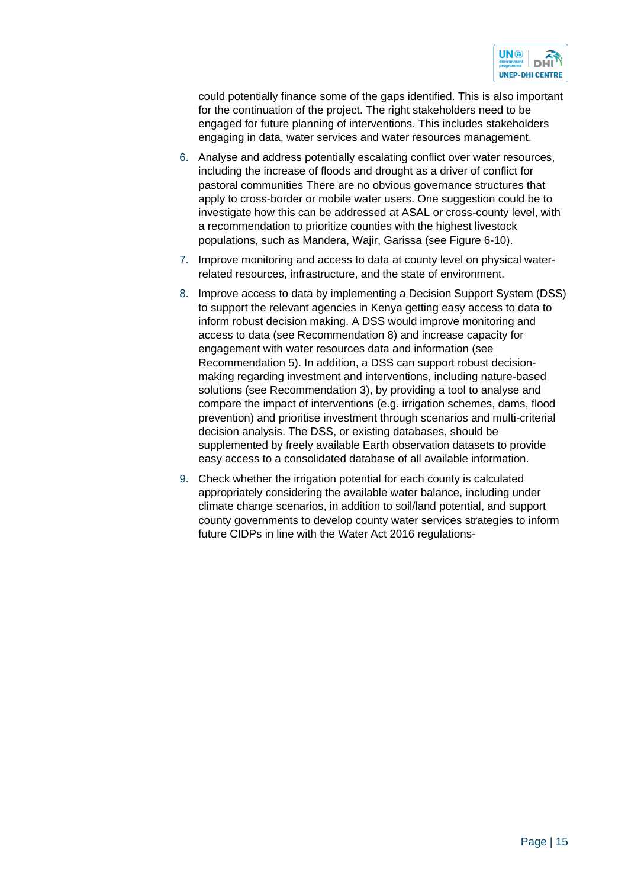could potentially finance some of the gaps identified. This is also important for the continuation of the project. The right stakeholders need to be engaged for future planning of interventions. This includes stakeholders engaging in data, water services and water resources management.

6. Analyse and address potentially escalating conflict over water resources, including the increase of floods and drought as a driver of conflict for pastoral communities There are no obvious governance structures that apply to cross-border or mobile water users. One suggestion could be to investigate how this can be addressed at ASAL or cross-county level, with a recommendation to prioritize counties with the highest livestock populations, such as Mandera, Wajir, Garissa (see Figure 6-10).
7. Improve monitoring and access to data at county level on physical water-related resources, infrastructure, and the state of environment.
8. Improve access to data by implementing a Decision Support System (DSS) to support the relevant agencies in Kenya getting easy access to data to inform robust decision making. A DSS would improve monitoring and access to data (see Recommendation 8) and increase capacity for engagement with water resources data and information (see Recommendation 5). In addition, a DSS can support robust decision-making regarding investment and interventions, including nature-based solutions (see Recommendation 3), by providing a tool to analyse and compare the impact of interventions (e.g. irrigation schemes, dams, flood prevention) and prioritise investment through scenarios and multi-criterial decision analysis. The DSS, or existing databases, should be supplemented by freely available Earth observation datasets to provide easy access to a consolidated database of all available information.
9. Check whether the irrigation potential for each county is calculated appropriately considering the available water balance, including under climate change scenarios, in addition to soil/land potential, and support county governments to develop county water services strategies to inform future CIDPs in line with the Water Act 2016 regulations-